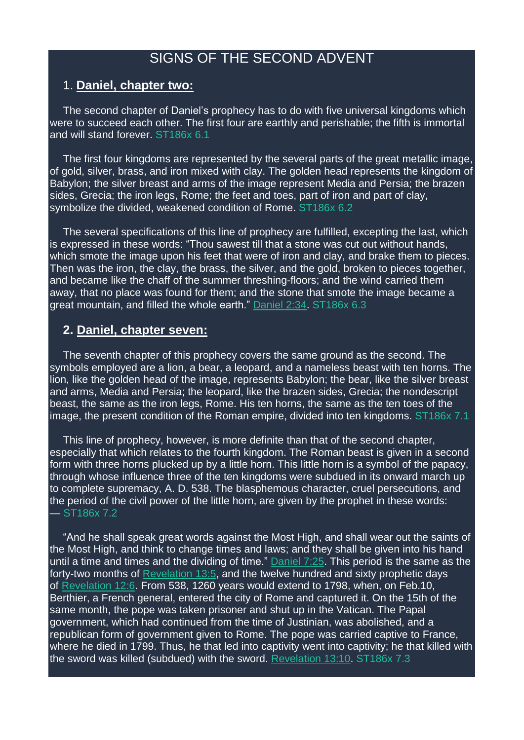# SIGNS OF THE SECOND ADVENT

## 1. **Daniel, chapter two:**

The second chapter of Daniel's prophecy has to do with five universal kingdoms which were to succeed each other. The first four are earthly and perishable; the fifth is immortal and will stand forever. ST186x 6.1

The first four kingdoms are represented by the several parts of the great metallic image, of gold, silver, brass, and iron mixed with clay. The golden head represents the kingdom of Babylon; the silver breast and arms of the image represent Media and Persia; the brazen sides, Grecia; the iron legs, Rome; the feet and toes, part of iron and part of clay, symbolize the divided, weakened condition of Rome. ST186x 6.2

The several specifications of this line of prophecy are fulfilled, excepting the last, which is expressed in these words: "Thou sawest till that a stone was cut out without hands, which smote the image upon his feet that were of iron and clay, and brake them to pieces. Then was the iron, the clay, the brass, the silver, and the gold, broken to pieces together, and became like the chaff of the summer threshing-floors; and the wind carried them away, that no place was found for them; and the stone that smote the image became a great mountain, and filled the whole earth." Daniel 2:34. ST186x 6.3

## 2. **Daniel, chapter seven:**

The seventh chapter of this prophecy covers the same ground as the second. The symbols employed are a lion, a bear, a leopard, and a nameless beast with ten horns. The lion, like the golden head of the image, represents Babylon; the bear, like the silver breast and arms, Media and Persia; the leopard, like the brazen sides, Grecia; the nondescript beast, the same as the iron legs, Rome. His ten horns, the same as the ten toes of the image, the present condition of the Roman empire, divided into ten kingdoms. ST186x 7.1

This line of prophecy, however, is more definite than that of the second chapter, especially that which relates to the fourth kingdom. The Roman beast is given in a second form with three horns plucked up by a little horn. This little horn is a symbol of the papacy, through whose influence three of the ten kingdoms were subdued in its onward march up to complete supremacy, A. D. 538. The blasphemous character, cruel persecutions, and the period of the civil power of the little horn, are given by the prophet in these words: — ST186x 7.2

"And he shall speak great words against the Most High, and shall wear out the saints of the Most High, and think to change times and laws; and they shall be given into his hand until a time and times and the dividing of time." Daniel 7:25. This period is the same as the forty-two months of Revelation 13:5, and the twelve hundred and sixty prophetic days of Revelation 12:6. From 538, 1260 years would extend to 1798, when, on Feb.10, Berthier, a French general, entered the city of Rome and captured it. On the 15th of the same month, the pope was taken prisoner and shut up in the Vatican. The Papal government, which had continued from the time of Justinian, was abolished, and a republican form of government given to Rome. The pope was carried captive to France, where he died in 1799. Thus, he that led into captivity went into captivity; he that killed with the sword was killed (subdued) with the sword. Revelation 13:10. ST186x 7.3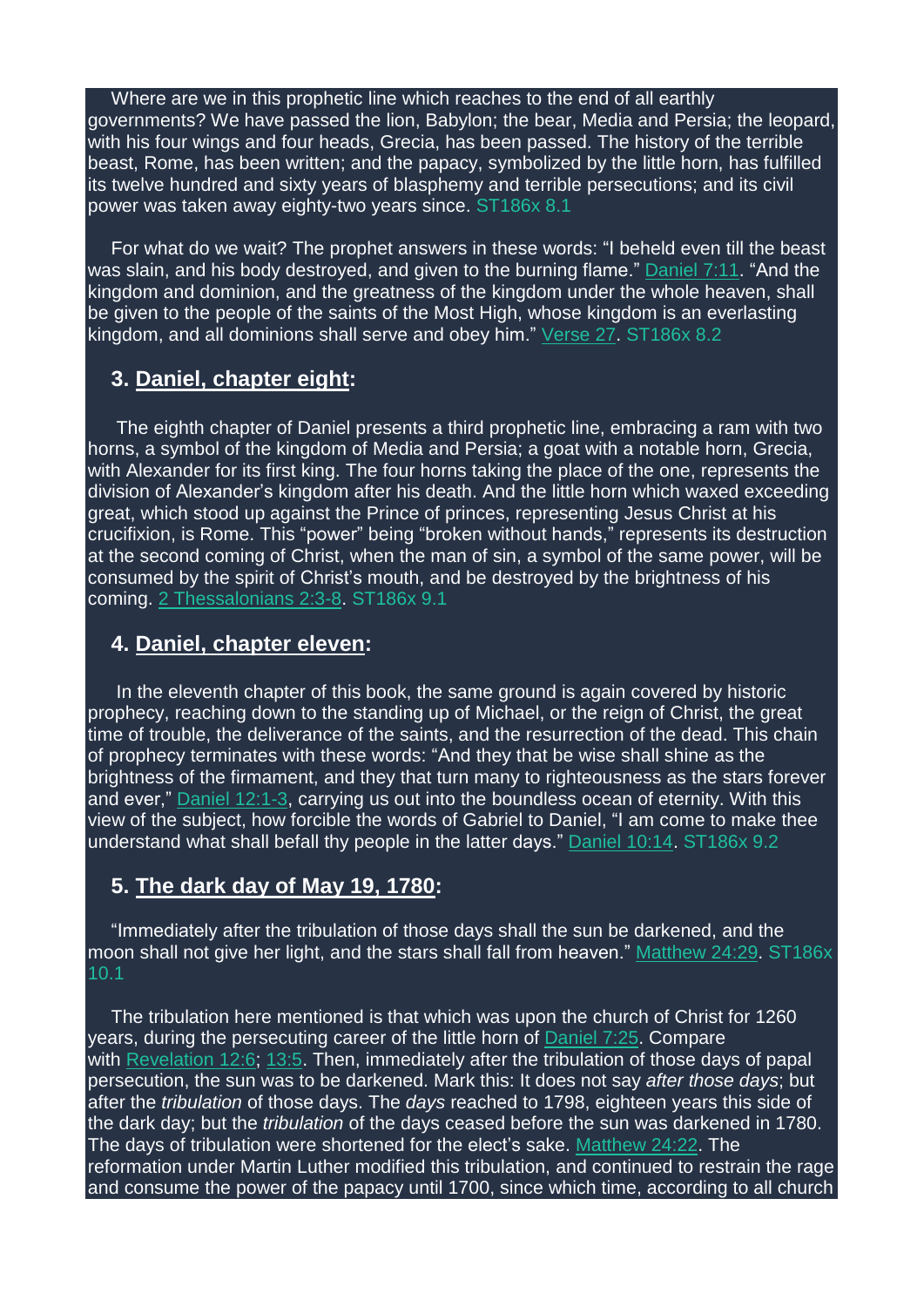Where are we in this prophetic line which reaches to the end of all earthly governments? We have passed the lion, Babylon; the bear, Media and Persia; the leopard, with his four wings and four heads, Grecia, has been passed. The history of the terrible beast, Rome, has been written; and the papacy, symbolized by the little horn, has fulfilled its twelve hundred and sixty years of blasphemy and terrible persecutions; and its civil power was taken away eighty-two years since. ST186x 8.1

For what do we wait? The prophet answers in these words: "I beheld even till the beast was slain, and his body destroyed, and given to the burning flame." Daniel 7:11. "And the kingdom and dominion, and the greatness of the kingdom under the whole heaven, shall be given to the people of the saints of the Most High, whose kingdom is an everlasting kingdom, and all dominions shall serve and obey him." Verse 27. ST186x 8.2

### 3. Daniel, chapter eight:

The eighth chapter of Daniel presents a third prophetic line, embracing a ram with two horns, a symbol of the kingdom of Media and Persia; a goat with a notable horn, Grecia, with Alexander for its first king. The four horns taking the place of the one, represents the division of Alexander's kingdom after his death. And the little horn which waxed exceeding great, which stood up against the Prince of princes, representing Jesus Christ at his crucifixion, is Rome. This "power" being "broken without hands," represents its destruction at the second coming of Christ, when the man of sin, a symbol of the same power, will be consumed by the spirit of Christ's mouth, and be destroyed by the brightness of his coming. 2 Thessalonians 2:3-8. ST186x 9.1

### 4. Daniel, chapter eleven:

In the eleventh chapter of this book, the same ground is again covered by historic prophecy, reaching down to the standing up of Michael, or the reign of Christ, the great time of trouble, the deliverance of the saints, and the resurrection of the dead. This chain of prophecy terminates with these words: "And they that be wise shall shine as the brightness of the firmament, and they that turn many to righteousness as the stars forever and ever," Daniel 12:1-3, carrying us out into the boundless ocean of eternity. With this view of the subject, how forcible the words of Gabriel to Daniel, "I am come to make thee understand what shall befall thy people in the latter days." Daniel 10:14. ST186x 9.2

### 5. The dark day of May 19, 1780:

"Immediately after the tribulation of those days shall the sun be darkened, and the moon shall not give her light, and the stars shall fall from heaven." Matthew 24:29. ST186x 10.1

The tribulation here mentioned is that which was upon the church of Christ for 1260 years, during the persecuting career of the little horn of Daniel 7:25. Compare with Revelation 12:6; 13:5. Then, immediately after the tribulation of those days of papal persecution, the sun was to be darkened. Mark this: It does not say *after those days*; but after the *tribulation* of those days. The *days* reached to 1798, eighteen years this side of the dark day; but the *tribulation* of the days ceased before the sun was darkened in 1780. The days of tribulation were shortened for the elect's sake. Matthew 24:22. The reformation under Martin Luther modified this tribulation, and continued to restrain the rage and consume the power of the papacy until 1700, since which time, according to all church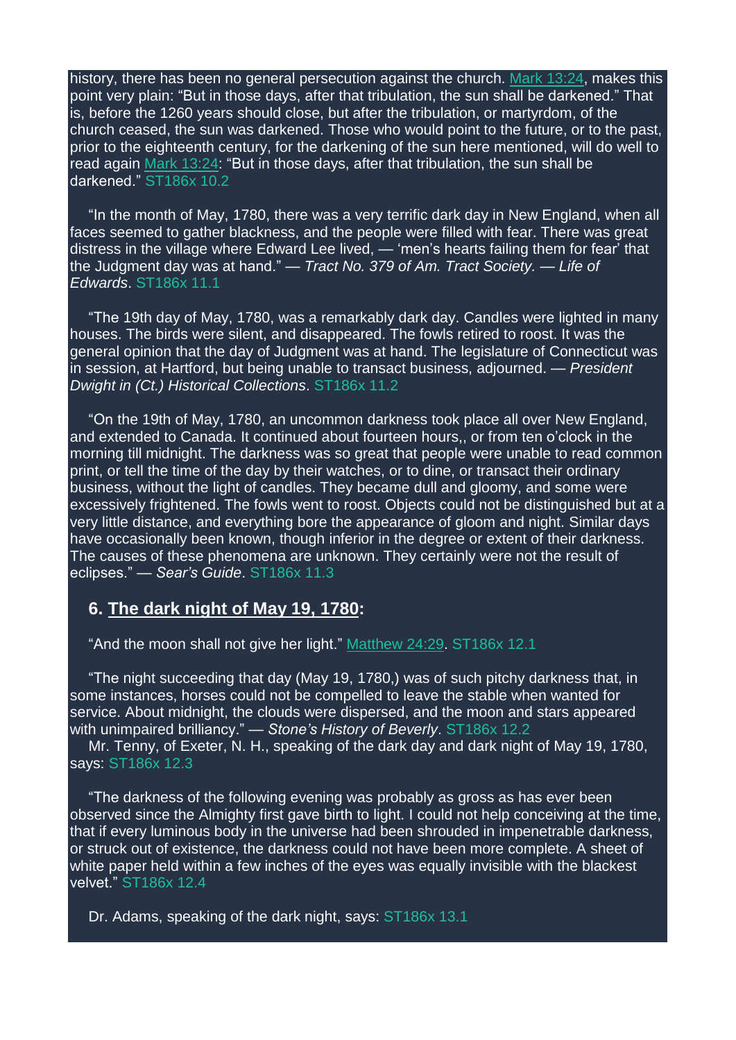history, there has been no general persecution against the church. Mark 13:24, makes this point very plain: "But in those days, after that tribulation, the sun shall be darkened." That is, before the 1260 years should close, but after the tribulation, or martyrdom, of the church ceased, the sun was darkened. Those who would point to the future, or to the past, prior to the eighteenth century, for the darkening of the sun here mentioned, will do well to read again Mark 13:24: "But in those days, after that tribulation, the sun shall be darkened." ST186x 10.2

"In the month of May, 1780, there was a very terrific dark day in New England, when all faces seemed to gather blackness, and the people were filled with fear. There was great distress in the village where Edward Lee lived, — 'men's hearts failing them for fear' that the Judgment day was at hand." — *Tract No. 379 of Am. Tract Society. — Life of Edwards*. ST186x 11.1

"The 19th day of May, 1780, was a remarkably dark day. Candles were lighted in many houses. The birds were silent, and disappeared. The fowls retired to roost. It was the general opinion that the day of Judgment was at hand. The legislature of Connecticut was in session, at Hartford, but being unable to transact business, adjourned. — *President Dwight in (Ct.) Historical Collections*. ST186x 11.2

"On the 19th of May, 1780, an uncommon darkness took place all over New England, and extended to Canada. It continued about fourteen hours,, or from ten o'clock in the morning till midnight. The darkness was so great that people were unable to read common print, or tell the time of the day by their watches, or to dine, or transact their ordinary business, without the light of candles. They became dull and gloomy, and some were excessively frightened. The fowls went to roost. Objects could not be distinguished but at a very little distance, and everything bore the appearance of gloom and night. Similar days have occasionally been known, though inferior in the degree or extent of their darkness. The causes of these phenomena are unknown. They certainly were not the result of eclipses." — *Sear's Guide*. ST186x 11.3

### 6. The dark night of May 19, 1780:

"And the moon shall not give her light." Matthew 24:29. ST186x 12.1

"The night succeeding that day (May 19, 1780,) was of such pitchy darkness that, in some instances, horses could not be compelled to leave the stable when wanted for service. About midnight, the clouds were dispersed, and the moon and stars appeared with unimpaired brilliancy." — *Stone's History of Beverly*. ST186x 12.2

Mr. Tenny, of Exeter, N. H., speaking of the dark day and dark night of May 19, 1780, says: ST186x 12.3

"The darkness of the following evening was probably as gross as has ever been observed since the Almighty first gave birth to light. I could not help conceiving at the time, that if every luminous body in the universe had been shrouded in impenetrable darkness, or struck out of existence, the darkness could not have been more complete. A sheet of white paper held within a few inches of the eyes was equally invisible with the blackest velvet." ST186x 12.4

Dr. Adams, speaking of the dark night, says: ST186x 13.1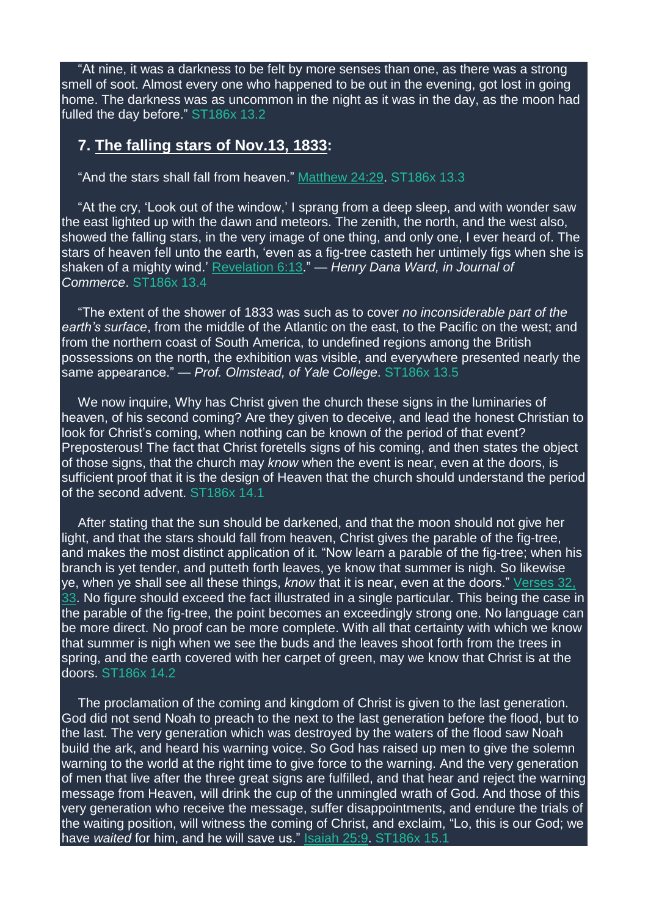"At nine, it was a darkness to be felt by more senses than one, as there was a strong smell of soot. Almost every one who happened to be out in the evening, got lost in going home. The darkness was as uncommon in the night as it was in the day, as the moon had fulled the day before." ST186x 13.2

## 7. The falling stars of Nov.13, 1833:

"And the stars shall fall from heaven." Matthew 24:29. ST186x 13.3

"At the cry, 'Look out of the window,' I sprang from a deep sleep, and with wonder saw the east lighted up with the dawn and meteors. The zenith, the north, and the west also, showed the falling stars, in the very image of one thing, and only one, I ever heard of. The stars of heaven fell unto the earth, 'even as a fig-tree casteth her untimely figs when she is shaken of a mighty wind.' Revelation 6:13." — *Henry Dana Ward, in Journal of Commerce*. ST186x 13.4

"The extent of the shower of 1833 was such as to cover *no inconsiderable part of the earth's surface*, from the middle of the Atlantic on the east, to the Pacific on the west; and from the northern coast of South America, to undefined regions among the British possessions on the north, the exhibition was visible, and everywhere presented nearly the same appearance." — *Prof. Olmstead, of Yale College*. ST186x 13.5

We now inquire, Why has Christ given the church these signs in the luminaries of heaven, of his second coming? Are they given to deceive, and lead the honest Christian to look for Christ's coming, when nothing can be known of the period of that event? Preposterous! The fact that Christ foretells signs of his coming, and then states the object of those signs, that the church may *know* when the event is near, even at the doors, is sufficient proof that it is the design of Heaven that the church should understand the period of the second advent. ST186x 14.1

After stating that the sun should be darkened, and that the moon should not give her light, and that the stars should fall from heaven, Christ gives the parable of the fig-tree, and makes the most distinct application of it. "Now learn a parable of the fig-tree; when his branch is yet tender, and putteth forth leaves, ye know that summer is nigh. So likewise ye, when ye shall see all these things, *know* that it is near, even at the doors." Verses 32, 33. No figure should exceed the fact illustrated in a single particular. This being the case in the parable of the fig-tree, the point becomes an exceedingly strong one. No language can be more direct. No proof can be more complete. With all that certainty with which we know that summer is nigh when we see the buds and the leaves shoot forth from the trees in spring, and the earth covered with her carpet of green, may we know that Christ is at the doors. ST186x 14.2

The proclamation of the coming and kingdom of Christ is given to the last generation. God did not send Noah to preach to the next to the last generation before the flood, but to the last. The very generation which was destroyed by the waters of the flood saw Noah build the ark, and heard his warning voice. So God has raised up men to give the solemn warning to the world at the right time to give force to the warning. And the very generation of men that live after the three great signs are fulfilled, and that hear and reject the warning message from Heaven, will drink the cup of the unmingled wrath of God. And those of this very generation who receive the message, suffer disappointments, and endure the trials of the waiting position, will witness the coming of Christ, and exclaim, "Lo, this is our God; we have *waited* for him, and he will save us." Isaiah 25:9. ST186x 15.1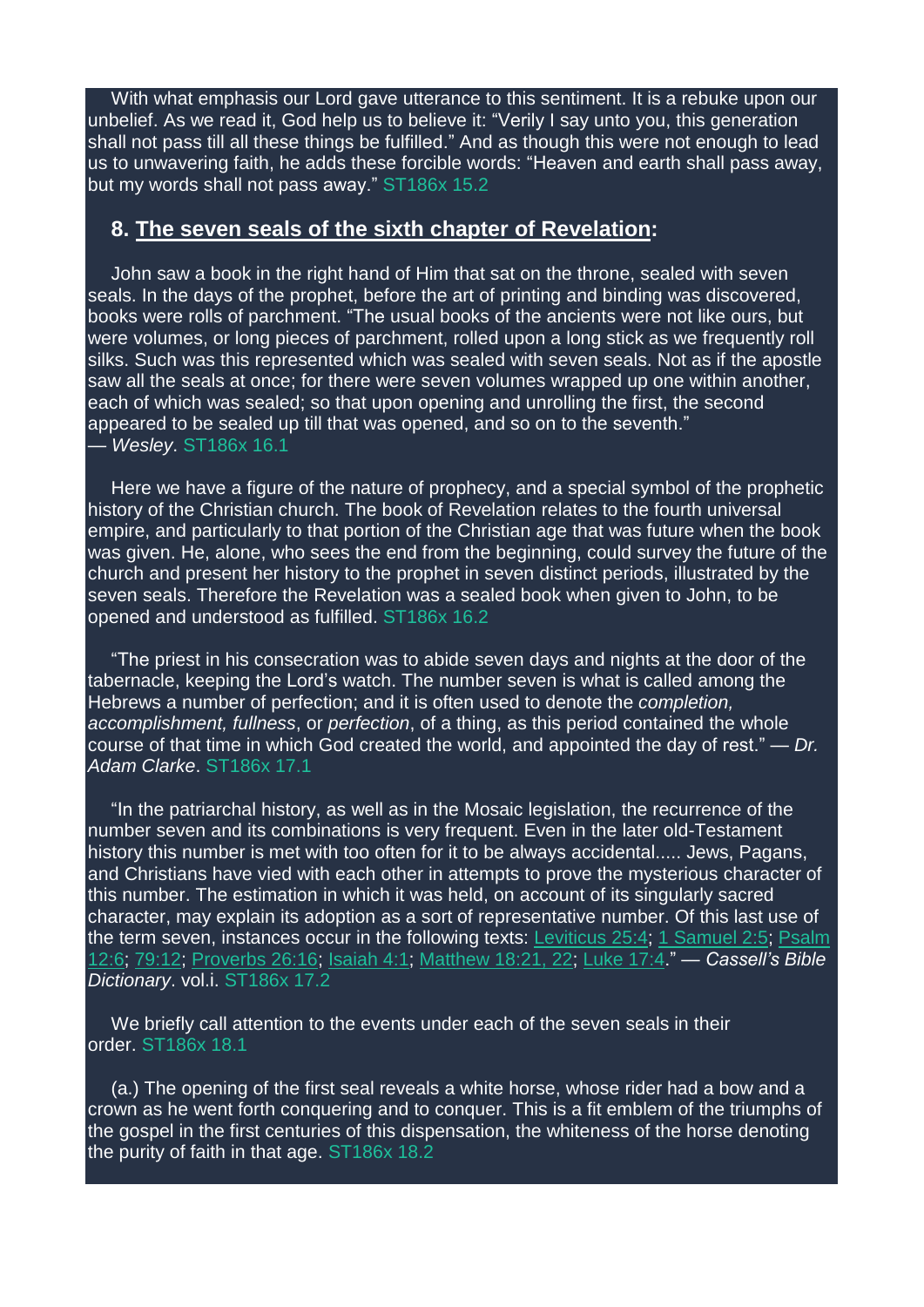With what emphasis our Lord gave utterance to this sentiment. It is a rebuke upon our unbelief. As we read it, God help us to believe it: "Verily I say unto you, this generation shall not pass till all these things be fulfilled." And as though this were not enough to lead us to unwavering faith, he adds these forcible words: "Heaven and earth shall pass away, but my words shall not pass away." ST186x 15.2

### 8. The seven seals of the sixth chapter of Revelation:

John saw a book in the right hand of Him that sat on the throne, sealed with seven seals. In the days of the prophet, before the art of printing and binding was discovered, books were rolls of parchment. "The usual books of the ancients were not like ours, but were volumes, or long pieces of parchment, rolled upon a long stick as we frequently roll silks. Such was this represented which was sealed with seven seals. Not as if the apostle saw all the seals at once; for there were seven volumes wrapped up one within another, each of which was sealed; so that upon opening and unrolling the first, the second appeared to be sealed up till that was opened, and so on to the seventh." — *Wesley*. ST186x 16.1

Here we have a figure of the nature of prophecy, and a special symbol of the prophetic history of the Christian church. The book of Revelation relates to the fourth universal empire, and particularly to that portion of the Christian age that was future when the book was given. He, alone, who sees the end from the beginning, could survey the future of the church and present her history to the prophet in seven distinct periods, illustrated by the seven seals. Therefore the Revelation was a sealed book when given to John, to be opened and understood as fulfilled. ST186x 16.2

"The priest in his consecration was to abide seven days and nights at the door of the tabernacle, keeping the Lord's watch. The number seven is what is called among the Hebrews a number of perfection; and it is often used to denote the *completion, accomplishment, fullness*, or *perfection*, of a thing, as this period contained the whole course of that time in which God created the world, and appointed the day of rest." — *Dr. Adam Clarke*. ST186x 17.1

"In the patriarchal history, as well as in the Mosaic legislation, the recurrence of the number seven and its combinations is very frequent. Even in the later old-Testament history this number is met with too often for it to be always accidental..... Jews, Pagans, and Christians have vied with each other in attempts to prove the mysterious character of this number. The estimation in which it was held, on account of its singularly sacred character, may explain its adoption as a sort of representative number. Of this last use of the term seven, instances occur in the following texts: Leviticus 25:4; 1 Samuel 2:5; Psalm 12:6; 79:12; Proverbs 26:16; Isaiah 4:1; Matthew 18:21, 22; Luke 17:4." — *Cassell's Bible Dictionary*. vol.i. ST186x 17.2

We briefly call attention to the events under each of the seven seals in their order. ST186x 18.1

(a.) The opening of the first seal reveals a white horse, whose rider had a bow and a crown as he went forth conquering and to conquer. This is a fit emblem of the triumphs of the gospel in the first centuries of this dispensation, the whiteness of the horse denoting the purity of faith in that age. ST186x 18.2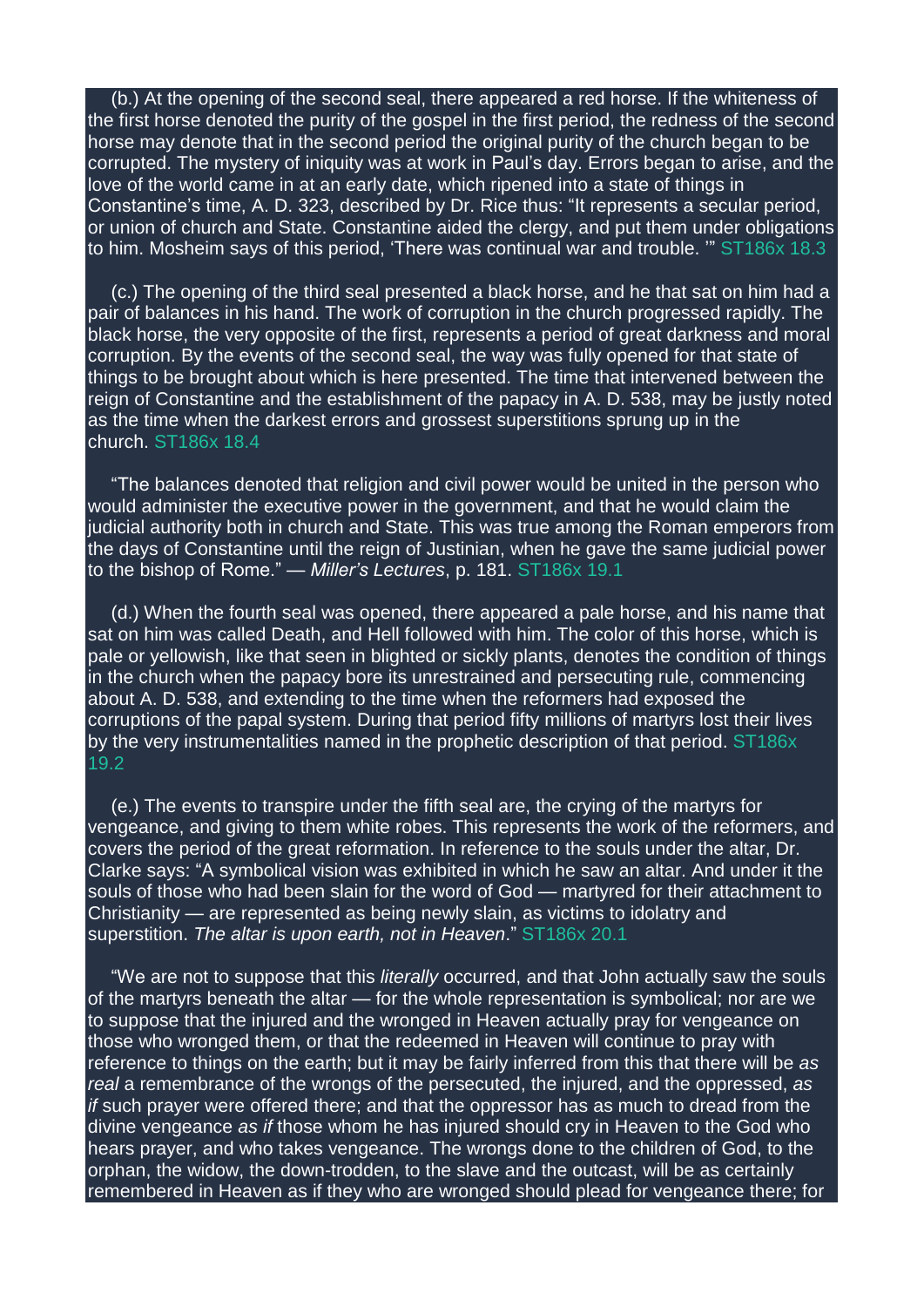(b.) At the opening of the second seal, there appeared a red horse. If the whiteness of the first horse denoted the purity of the gospel in the first period, the redness of the second horse may denote that in the second period the original purity of the church began to be corrupted. The mystery of iniquity was at work in Paul's day. Errors began to arise, and the love of the world came in at an early date, which ripened into a state of things in Constantine's time, A. D. 323, described by Dr. Rice thus: "It represents a secular period, or union of church and State. Constantine aided the clergy, and put them under obligations to him. Mosheim says of this period, 'There was continual war and trouble. '" ST186x 18.3

(c.) The opening of the third seal presented a black horse, and he that sat on him had a pair of balances in his hand. The work of corruption in the church progressed rapidly. The black horse, the very opposite of the first, represents a period of great darkness and moral corruption. By the events of the second seal, the way was fully opened for that state of things to be brought about which is here presented. The time that intervened between the reign of Constantine and the establishment of the papacy in A. D. 538, may be justly noted as the time when the darkest errors and grossest superstitions sprung up in the church. ST186x 18.4

"The balances denoted that religion and civil power would be united in the person who would administer the executive power in the government, and that he would claim the judicial authority both in church and State. This was true among the Roman emperors from the days of Constantine until the reign of Justinian, when he gave the same judicial power to the bishop of Rome." — *Miller's Lectures*, p. 181. ST186x 19.1

(d.) When the fourth seal was opened, there appeared a pale horse, and his name that sat on him was called Death, and Hell followed with him. The color of this horse, which is pale or yellowish, like that seen in blighted or sickly plants, denotes the condition of things in the church when the papacy bore its unrestrained and persecuting rule, commencing about A. D. 538, and extending to the time when the reformers had exposed the corruptions of the papal system. During that period fifty millions of martyrs lost their lives by the very instrumentalities named in the prophetic description of that period. ST186x 19.2

(e.) The events to transpire under the fifth seal are, the crying of the martyrs for vengeance, and giving to them white robes. This represents the work of the reformers, and covers the period of the great reformation. In reference to the souls under the altar, Dr. Clarke says: "A symbolical vision was exhibited in which he saw an altar. And under it the souls of those who had been slain for the word of God — martyred for their attachment to Christianity — are represented as being newly slain, as victims to idolatry and superstition. *The altar is upon earth, not in Heaven*." ST186x 20.1

"We are not to suppose that this *literally* occurred, and that John actually saw the souls of the martyrs beneath the altar — for the whole representation is symbolical; nor are we to suppose that the injured and the wronged in Heaven actually pray for vengeance on those who wronged them, or that the redeemed in Heaven will continue to pray with reference to things on the earth; but it may be fairly inferred from this that there will be *as real* a remembrance of the wrongs of the persecuted, the injured, and the oppressed, *as if* such prayer were offered there; and that the oppressor has as much to dread from the divine vengeance *as if* those whom he has injured should cry in Heaven to the God who hears prayer, and who takes vengeance. The wrongs done to the children of God, to the orphan, the widow, the down-trodden, to the slave and the outcast, will be as certainly remembered in Heaven as if they who are wronged should plead for vengeance there; for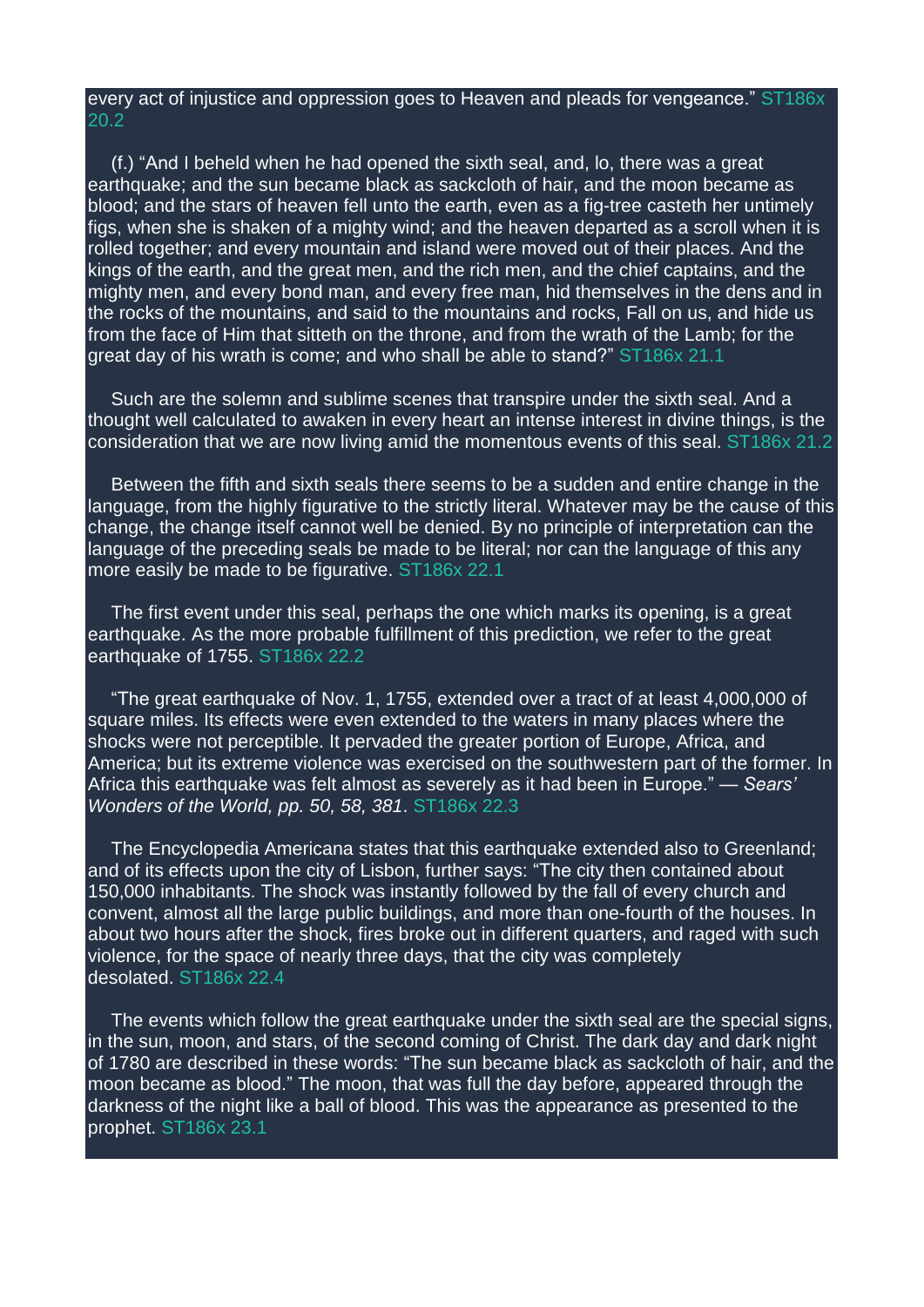every act of injustice and oppression goes to Heaven and pleads for vengeance.” ST186x 20.2

(f.) “And I beheld when he had opened the sixth seal, and, lo, there was a great earthquake; and the sun became black as sackcloth of hair, and the moon became as blood; and the stars of heaven fell unto the earth, even as a fig-tree casteth her untimely figs, when she is shaken of a mighty wind; and the heaven departed as a scroll when it is rolled together; and every mountain and island were moved out of their places. And the kings of the earth, and the great men, and the rich men, and the chief captains, and the mighty men, and every bond man, and every free man, hid themselves in the dens and in the rocks of the mountains, and said to the mountains and rocks, Fall on us, and hide us from the face of Him that sitteth on the throne, and from the wrath of the Lamb; for the great day of his wrath is come; and who shall be able to stand?” ST186x 21.1

Such are the solemn and sublime scenes that transpire under the sixth seal. And a thought well calculated to awaken in every heart an intense interest in divine things, is the consideration that we are now living amid the momentous events of this seal. ST186x 21.2

Between the fifth and sixth seals there seems to be a sudden and entire change in the language, from the highly figurative to the strictly literal. Whatever may be the cause of this change, the change itself cannot well be denied. By no principle of interpretation can the language of the preceding seals be made to be literal; nor can the language of this any more easily be made to be figurative. ST186x 22.1

The first event under this seal, perhaps the one which marks its opening, is a great earthquake. As the more probable fulfillment of this prediction, we refer to the great earthquake of 1755. ST186x 22.2

“The great earthquake of Nov. 1, 1755, extended over a tract of at least 4,000,000 of square miles. Its effects were even extended to the waters in many places where the shocks were not perceptible. It pervaded the greater portion of Europe, Africa, and America; but its extreme violence was exercised on the southwestern part of the former. In Africa this earthquake was felt almost as severely as it had been in Europe.” — *Sears' Wonders of the World, pp. 50, 58, 381*. ST186x 22.3

The Encyclopedia Americana states that this earthquake extended also to Greenland; and of its effects upon the city of Lisbon, further says: “The city then contained about 150,000 inhabitants. The shock was instantly followed by the fall of every church and convent, almost all the large public buildings, and more than one-fourth of the houses. In about two hours after the shock, fires broke out in different quarters, and raged with such violence, for the space of nearly three days, that the city was completely desolated. ST186x 22.4

The events which follow the great earthquake under the sixth seal are the special signs, in the sun, moon, and stars, of the second coming of Christ. The dark day and dark night of 1780 are described in these words: “The sun became black as sackcloth of hair, and the moon became as blood.” The moon, that was full the day before, appeared through the darkness of the night like a ball of blood. This was the appearance as presented to the prophet. ST186x 23.1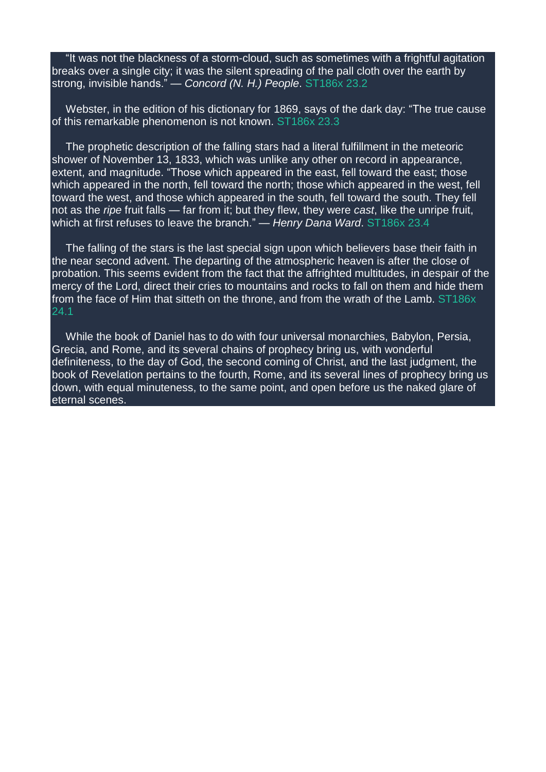"It was not the blackness of a storm-cloud, such as sometimes with a frightful agitation breaks over a single city; it was the silent spreading of the pall cloth over the earth by strong, invisible hands." — *Concord (N. H.) People*. ST186x 23.2

Webster, in the edition of his dictionary for 1869, says of the dark day: "The true cause of this remarkable phenomenon is not known. ST186x 23.3

The prophetic description of the falling stars had a literal fulfillment in the meteoric shower of November 13, 1833, which was unlike any other on record in appearance, extent, and magnitude. "Those which appeared in the east, fell toward the east; those which appeared in the north, fell toward the north; those which appeared in the west, fell toward the west, and those which appeared in the south, fell toward the south. They fell not as the *ripe* fruit falls — far from it; but they flew, they were *cast*, like the unripe fruit, which at first refuses to leave the branch." — *Henry Dana Ward*. ST186x 23.4

The falling of the stars is the last special sign upon which believers base their faith in the near second advent. The departing of the atmospheric heaven is after the close of probation. This seems evident from the fact that the affrighted multitudes, in despair of the mercy of the Lord, direct their cries to mountains and rocks to fall on them and hide them from the face of Him that sitteth on the throne, and from the wrath of the Lamb. ST186x 24.1

While the book of Daniel has to do with four universal monarchies, Babylon, Persia, Grecia, and Rome, and its several chains of prophecy bring us, with wonderful definiteness, to the day of God, the second coming of Christ, and the last judgment, the book of Revelation pertains to the fourth, Rome, and its several lines of prophecy bring us down, with equal minuteness, to the same point, and open before us the naked glare of eternal scenes.